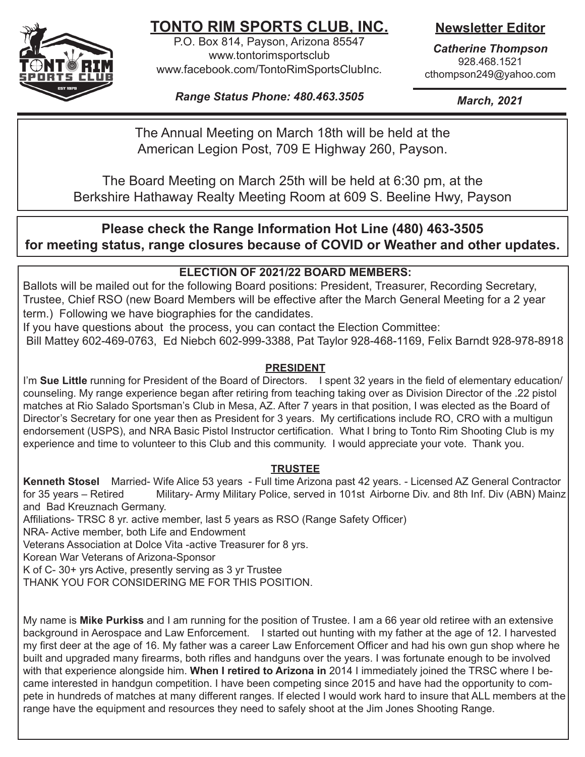# TONTO RIM SPORTS CLUB, INC.

P.O. Box 814, Payson, Arizona 85547
www.tontorimsportsclub
www.facebook.com/TontoRimSportsClubInc.

*Range Status Phone: 480.463.3505*

**Newsletter Editor**

***Catherine Thompson***
928.468.1521
cthompson249@yahoo.com

*March, 2021*

---

The Annual Meeting on March 18th will be held at the American Legion Post, 709 E Highway 260, Payson.

The Board Meeting on March 25th will be held at 6:30 pm, at the Berkshire Hathaway Realty Meeting Room at 609 S. Beeline Hwy, Payson

---

**Please check the Range Information Hot Line (480) 463-3505 for meeting status, range closures because of COVID or Weather and other updates.**

---

## ELECTION OF 2021/22 BOARD MEMBERS:

Ballots will be mailed out for the following Board positions: President, Treasurer, Recording Secretary, Trustee, Chief RSO (new Board Members will be effective after the March General Meeting for a 2 year term.) Following we have biographies for the candidates.

If you have questions about the process, you can contact the Election Committee:
Bill Mattey 602-469-0763, Ed Niebch 602-999-3388, Pat Taylor 928-468-1169, Felix Barndt 928-978-8918

### PRESIDENT

I'm **Sue Little** running for President of the Board of Directors. I spent 32 years in the field of elementary education/ counseling. My range experience began after retiring from teaching taking over as Division Director of the .22 pistol matches at Rio Salado Sportsman's Club in Mesa, AZ. After 7 years in that position, I was elected as the Board of Director's Secretary for one year then as President for 3 years. My certifications include RO, CRO with a multigun endorsement (USPS), and NRA Basic Pistol Instructor certification. What I bring to Tonto Rim Shooting Club is my experience and time to volunteer to this Club and this community. I would appreciate your vote. Thank you.

### TRUSTEE

**Kenneth Stosel** Married- Wife Alice 53 years - Full time Arizona past 42 years. - Licensed AZ General Contractor for 35 years – Retired Military- Army Military Police, served in 101st Airborne Div. and 8th Inf. Div (ABN) Mainz and Bad Kreuznach Germany.
Affiliations- TRSC 8 yr. active member, last 5 years as RSO (Range Safety Officer)
NRA- Active member, both Life and Endowment
Veterans Association at Dolce Vita -active Treasurer for 8 yrs.
Korean War Veterans of Arizona-Sponsor
K of C- 30+ yrs Active, presently serving as 3 yr Trustee
THANK YOU FOR CONSIDERING ME FOR THIS POSITION.

My name is **Mike Purkiss** and I am running for the position of Trustee. I am a 66 year old retiree with an extensive background in Aerospace and Law Enforcement. I started out hunting with my father at the age of 12. I harvested my first deer at the age of 16. My father was a career Law Enforcement Officer and had his own gun shop where he built and upgraded many firearms, both rifles and handguns over the years. I was fortunate enough to be involved with that experience alongside him. **When I retired to Arizona in** 2014 I immediately joined the TRSC where I became interested in handgun competition. I have been competing since 2015 and have had the opportunity to compete in hundreds of matches at many different ranges. If elected I would work hard to insure that ALL members at the range have the equipment and resources they need to safely shoot at the Jim Jones Shooting Range.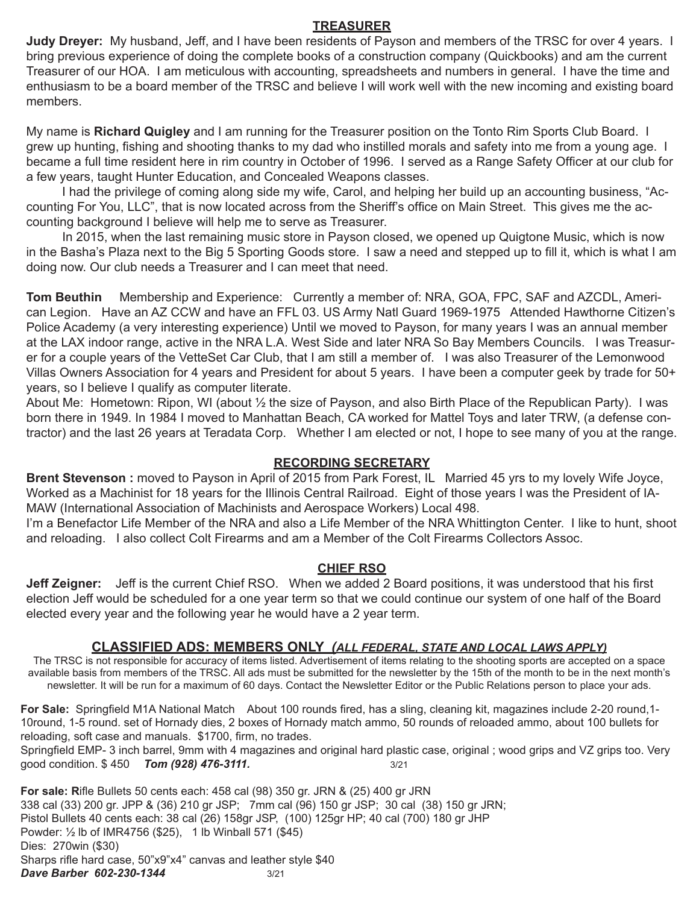## TREASURER

**Judy Dreyer:** My husband, Jeff, and I have been residents of Payson and members of the TRSC for over 4 years. I bring previous experience of doing the complete books of a construction company (Quickbooks) and am the current Treasurer of our HOA. I am meticulous with accounting, spreadsheets and numbers in general. I have the time and enthusiasm to be a board member of the TRSC and believe I will work well with the new incoming and existing board members.

My name is **Richard Quigley** and I am running for the Treasurer position on the Tonto Rim Sports Club Board. I grew up hunting, fishing and shooting thanks to my dad who instilled morals and safety into me from a young age. I became a full time resident here in rim country in October of 1996. I served as a Range Safety Officer at our club for a few years, taught Hunter Education, and Concealed Weapons classes.

I had the privilege of coming along side my wife, Carol, and helping her build up an accounting business, "Accounting For You, LLC", that is now located across from the Sheriff's office on Main Street. This gives me the accounting background I believe will help me to serve as Treasurer.

In 2015, when the last remaining music store in Payson closed, we opened up Quigtone Music, which is now in the Basha's Plaza next to the Big 5 Sporting Goods store. I saw a need and stepped up to fill it, which is what I am doing now. Our club needs a Treasurer and I can meet that need.

**Tom Beuthin** Membership and Experience: Currently a member of: NRA, GOA, FPC, SAF and AZCDL, American Legion. Have an AZ CCW and have an FFL 03. US Army Natl Guard 1969-1975 Attended Hawthorne Citizen's Police Academy (a very interesting experience) Until we moved to Payson, for many years I was an annual member at the LAX indoor range, active in the NRA L.A. West Side and later NRA So Bay Members Councils. I was Treasurer for a couple years of the VetteSet Car Club, that I am still a member of. I was also Treasurer of the Lemonwood Villas Owners Association for 4 years and President for about 5 years. I have been a computer geek by trade for 50+ years, so I believe I qualify as computer literate.

About Me: Hometown: Ripon, WI (about ½ the size of Payson, and also Birth Place of the Republican Party). I was born there in 1949. In 1984 I moved to Manhattan Beach, CA worked for Mattel Toys and later TRW, (a defense contractor) and the last 26 years at Teradata Corp. Whether I am elected or not, I hope to see many of you at the range.

## RECORDING SECRETARY

**Brent Stevenson :** moved to Payson in April of 2015 from Park Forest, IL Married 45 yrs to my lovely Wife Joyce, Worked as a Machinist for 18 years for the Illinois Central Railroad. Eight of those years I was the President of IAMAW (International Association of Machinists and Aerospace Workers) Local 498.

I'm a Benefactor Life Member of the NRA and also a Life Member of the NRA Whittington Center. I like to hunt, shoot and reloading. I also collect Colt Firearms and am a Member of the Colt Firearms Collectors Assoc.

## CHIEF RSO

**Jeff Zeigner:** Jeff is the current Chief RSO. When we added 2 Board positions, it was understood that his first election Jeff would be scheduled for a one year term so that we could continue our system of one half of the Board elected every year and the following year he would have a 2 year term.

## CLASSIFIED ADS: MEMBERS ONLY *(ALL FEDERAL, STATE AND LOCAL LAWS APPLY)*

The TRSC is not responsible for accuracy of items listed. Advertisement of items relating to the shooting sports are accepted on a space available basis from members of the TRSC. All ads must be submitted for the newsletter by the 15th of the month to be in the next month's newsletter. It will be run for a maximum of 60 days. Contact the Newsletter Editor or the Public Relations person to place your ads.

**For Sale:** Springfield M1A National Match About 100 rounds fired, has a sling, cleaning kit, magazines include 2-20 round,1-10round, 1-5 round. set of Hornady dies, 2 boxes of Hornady match ammo, 50 rounds of reloaded ammo, about 100 bullets for reloading, soft case and manuals. $1700, firm, no trades.

Springfield EMP- 3 inch barrel, 9mm with 4 magazines and original hard plastic case, original ; wood grips and VZ grips too. Very good condition. $ 450 ***Tom (928) 476-3111.*** 3/21

**For sale: R**ifle Bullets 50 cents each: 458 cal (98) 350 gr. JRN & (25) 400 gr JRN
338 cal (33) 200 gr. JPP & (36) 210 gr JSP; 7mm cal (96) 150 gr JSP; 30 cal (38) 150 gr JRN;
Pistol Bullets 40 cents each: 38 cal (26) 158gr JSP, (100) 125gr HP; 40 cal (700) 180 gr JHP
Powder: ½ lb of IMR4756 ($25), 1 lb Winball 571 ($45)
Dies: 270win ($30)
Sharps rifle hard case, 50"x9"x4" canvas and leather style $40
***Dave Barber 602-230-1344*** 3/21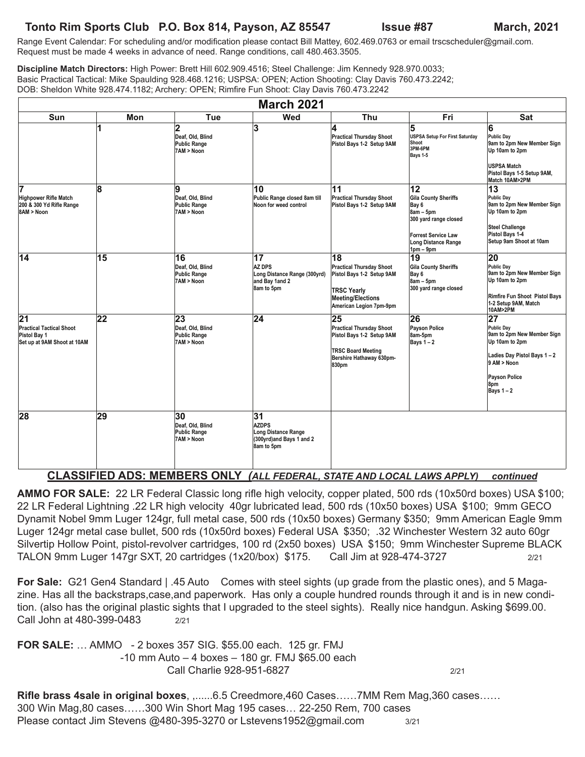**Tonto Rim Sports Club   P.O. Box 814, Payson, AZ 85547   Issue #87   March, 2021**

Range Event Calendar: For scheduling and/or modification please contact Bill Mattey, 602.469.0763 or email trscscheduler@gmail.com. Request must be made 4 weeks in advance of need. Range conditions, call 480.463.3505.

**Discipline Match Directors:** High Power: Brett Hill 602.909.4516; Steel Challenge: Jim Kennedy 928.970.0033; Basic Practical Tactical: Mike Spaulding 928.468.1216; USPSA: OPEN; Action Shooting: Clay Davis 760.473.2242; DOB: Sheldon White 928.474.1182; Archery: OPEN; Rimfire Fun Shoot: Clay Davis 760.473.2242

## March 2021

| Sun | Mon | Tue | Wed | Thu | Fri | Sat |
|---|---|---|---|---|---|---|
| | 1 | 2 Deaf, Old, Blind Public Range 7AM > Noon | 3 | 4 Practical Thursday Shoot Pistol Bays 1-2 Setup 9AM | 5 USPSA Setup For First Saturday Shoot 3PM-6PM Bays 1-5 | 6 Public Day 9am to 2pm New Member Sign Up 10am to 2pm<br>USPSA Match Pistol Bays 1-5 Setup 9AM, Match 10AM>2PM |
| 7 Highpower Rifle Match 200 & 300 Yd Rifle Range 8AM > Noon | 8 | 9 Deaf, Old, Blind Public Range 7AM > Noon | 10 Public Range closed 8am till Noon for weed control | 11 Practical Thursday Shoot Pistol Bays 1-2 Setup 9AM | 12 Gila County Sheriffs Bay 6 8am – 5pm 300 yard range closed<br>Forrest Service Law Long Distance Range 1pm – 9pm | 13 Public Day 9am to 2pm New Member Sign Up 10am to 2pm<br>Steel Challenge Pistol Bays 1-4 Setup 9am Shoot at 10am |
| 14 | 15 | 16 Deaf, Old, Blind Public Range 7AM > Noon | 17 AZ DPS Long Distance Range (300yrd) and Bay 1and 2 8am to 5pm | 18 Practical Thursday Shoot Pistol Bays 1-2 Setup 9AM<br>TRSC Yearly Meeting/Elections American Legion 7pm-9pm | 19 Gila County Sheriffs Bay 6 8am – 5pm 300 yard range closed | 20 Public Day 9am to 2pm New Member Sign Up 10am to 2pm<br>Rimfire Fun Shoot Pistol Bays 1-2 Setup 9AM, Match 10AM>2PM |
| 21 Practical Tactical Shoot Pistol Bay 1 Set up at 9AM Shoot at 10AM | 22 | 23 Deaf, Old, Blind Public Range 7AM > Noon | 24 | 25 Practical Thursday Shoot Pistol Bays 1-2 Setup 9AM<br>TRSC Board Meeting Bershire Hathaway 630pm-830pm | 26 Payson Police 8am-5pm Bays 1 – 2 | 27 Public Day 9am to 2pm New Member Sign Up 10am to 2pm<br>Ladies Day Pistol Bays 1 – 2 9 AM > Noon<br>Payson Police 8pm Bays 1 – 2 |
| 28 | 29 | 30 Deaf, Old, Blind Public Range 7AM > Noon | 31 AZDPS Long Distance Range (300yrd)and Bays 1 and 2 8am to 5pm | | | |

## CLASSIFIED ADS: MEMBERS ONLY *(ALL FEDERAL, STATE AND LOCAL LAWS APPLY)* *continued*

**AMMO FOR SALE:** 22 LR Federal Classic long rifle high velocity, copper plated, 500 rds (10x50rd boxes) USA $100; 22 LR Federal Lightning .22 LR high velocity 40gr lubricated lead, 500 rds (10x50 boxes) USA $100; 9mm GECO Dynamit Nobel 9mm Luger 124gr, full metal case, 500 rds (10x50 boxes) Germany $350; 9mm American Eagle 9mm Luger 124gr metal case bullet, 500 rds (10x50rd boxes) Federal USA $350; .32 Winchester Western 32 auto 60gr Silvertip Hollow Point, pistol-revolver cartridges, 100 rd (2x50 boxes) USA $150; 9mm Winchester Supreme BLACK TALON 9mm Luger 147gr SXT, 20 cartridges (1x20/box) $175. Call Jim at 928-474-3727 2/21

**For Sale:** G21 Gen4 Standard | .45 Auto Comes with steel sights (up grade from the plastic ones), and 5 Magazine. Has all the backstraps,case,and paperwork. Has only a couple hundred rounds through it and is in new condition. (also has the original plastic sights that I upgraded to the steel sights). Really nice handgun. Asking $699.00. Call John at 480-399-0483 2/21

**FOR SALE:** … AMMO - 2 boxes 357 SIG. $55.00 each. 125 gr. FMJ
-10 mm Auto – 4 boxes – 180 gr. FMJ $65.00 each
Call Charlie 928-951-6827 2/21

**Rifle brass 4sale in original boxes**, ,......6.5 Creedmore,460 Cases……7MM Rem Mag,360 cases…… 300 Win Mag,80 cases……300 Win Short Mag 195 cases… 22-250 Rem, 700 cases
Please contact Jim Stevens @480-395-3270 or Lstevens1952@gmail.com 3/21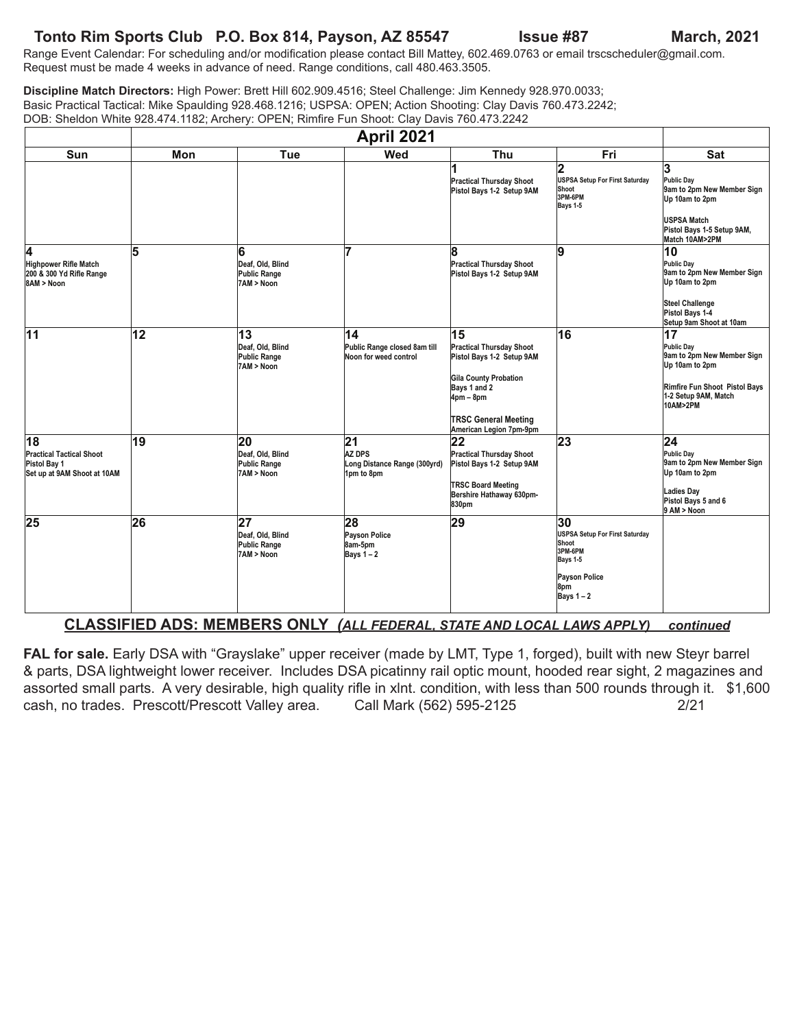**Tonto Rim Sports Club P.O. Box 814, Payson, AZ 85547 Issue #87 March, 2021**

Range Event Calendar: For scheduling and/or modification please contact Bill Mattey, 602.469.0763 or email trscscheduler@gmail.com. Request must be made 4 weeks in advance of need. Range conditions, call 480.463.3505.

**Discipline Match Directors:** High Power: Brett Hill 602.909.4516; Steel Challenge: Jim Kennedy 928.970.0033; Basic Practical Tactical: Mike Spaulding 928.468.1216; USPSA: OPEN; Action Shooting: Clay Davis 760.473.2242; DOB: Sheldon White 928.474.1182; Archery: OPEN; Rimfire Fun Shoot: Clay Davis 760.473.2242

## April 2021

| Sun | Mon | Tue | Wed | Thu | Fri | Sat |
|---|---|---|---|---|---|---|
| | | | | **1** Practical Thursday Shoot Pistol Bays 1-2 Setup 9AM | **2** USPSA Setup For First Saturday Shoot 3PM-6PM Bays 1-5 | **3** Public Day 9am to 2pm New Member Sign Up 10am to 2pm<br><br>USPSA Match Pistol Bays 1-5 Setup 9AM, Match 10AM>2PM |
| **4** Highpower Rifle Match 200 & 300 Yd Rifle Range 8AM > Noon | **5** | **6** Deaf, Old, Blind Public Range 7AM > Noon | **7** | **8** Practical Thursday Shoot Pistol Bays 1-2 Setup 9AM | **9** | **10** Public Day 9am to 2pm New Member Sign Up 10am to 2pm<br><br>Steel Challenge Pistol Bays 1-4 Setup 9am Shoot at 10am |
| **11** | **12** | **13** Deaf, Old, Blind Public Range 7AM > Noon | **14** Public Range closed 8am till Noon for weed control | **15** Practical Thursday Shoot Pistol Bays 1-2 Setup 9AM<br><br>Gila County Probation Bays 1 and 2 4pm – 8pm<br><br>TRSC General Meeting American Legion 7pm-9pm | **16** | **17** Public Day 9am to 2pm New Member Sign Up 10am to 2pm<br><br>Rimfire Fun Shoot Pistol Bays 1-2 Setup 9AM, Match 10AM>2PM |
| **18** Practical Tactical Shoot Pistol Bay 1 Set up at 9AM Shoot at 10AM | **19** | **20** Deaf, Old, Blind Public Range 7AM > Noon | **21** AZ DPS Long Distance Range (300yrd) 1pm to 8pm | **22** Practical Thursday Shoot Pistol Bays 1-2 Setup 9AM<br><br>TRSC Board Meeting Bershire Hathaway 630pm-830pm | **23** | **24** Public Day 9am to 2pm New Member Sign Up 10am to 2pm<br><br>Ladies Day Pistol Bays 5 and 6 9 AM > Noon |
| **25** | **26** | **27** Deaf, Old, Blind Public Range 7AM > Noon | **28** Payson Police 8am-5pm Bays 1 – 2 | **29** | **30** USPSA Setup For First Saturday Shoot 3PM-6PM Bays 1-5<br><br>Payson Police 8pm Bays 1 – 2 | |

## CLASSIFIED ADS: MEMBERS ONLY *(ALL FEDERAL, STATE AND LOCAL LAWS APPLY)* *continued*

**FAL for sale.** Early DSA with "Grayslake" upper receiver (made by LMT, Type 1, forged), built with new Steyr barrel & parts, DSA lightweight lower receiver. Includes DSA picatinny rail optic mount, hooded rear sight, 2 magazines and assorted small parts. A very desirable, high quality rifle in xlnt. condition, with less than 500 rounds through it. $1,600 cash, no trades. Prescott/Prescott Valley area. Call Mark (562) 595-2125 2/21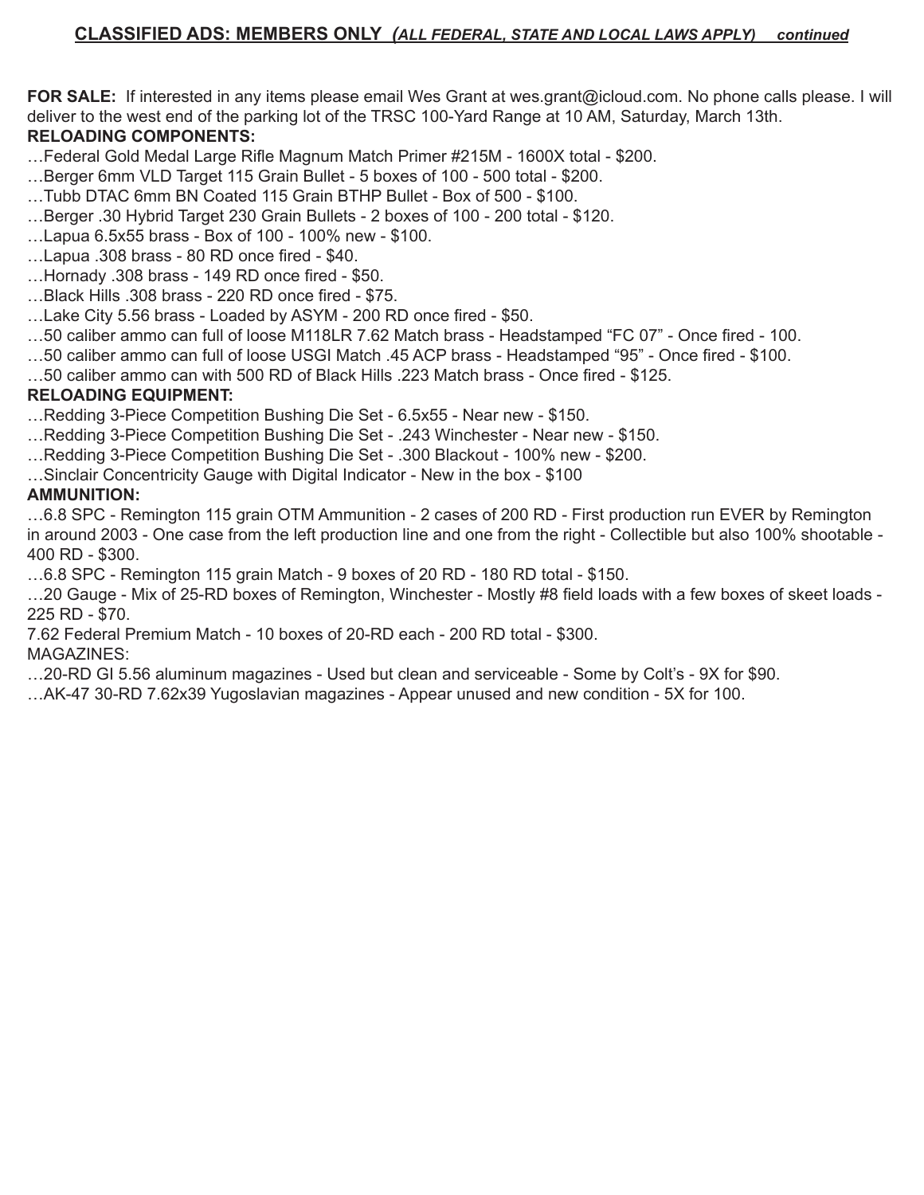## CLASSIFIED ADS: MEMBERS ONLY *(ALL FEDERAL, STATE AND LOCAL LAWS APPLY) continued*

**FOR SALE:** If interested in any items please email Wes Grant at wes.grant@icloud.com. No phone calls please. I will deliver to the west end of the parking lot of the TRSC 100-Yard Range at 10 AM, Saturday, March 13th.

**RELOADING COMPONENTS:**

…Federal Gold Medal Large Rifle Magnum Match Primer #215M - 1600X total - $200.
…Berger 6mm VLD Target 115 Grain Bullet - 5 boxes of 100 - 500 total - $200.
…Tubb DTAC 6mm BN Coated 115 Grain BTHP Bullet - Box of 500 - $100.
…Berger .30 Hybrid Target 230 Grain Bullets - 2 boxes of 100 - 200 total - $120.
…Lapua 6.5x55 brass - Box of 100 - 100% new - $100.
…Lapua .308 brass - 80 RD once fired - $40.
…Hornady .308 brass - 149 RD once fired - $50.
…Black Hills .308 brass - 220 RD once fired - $75.
…Lake City 5.56 brass - Loaded by ASYM - 200 RD once fired - $50.
…50 caliber ammo can full of loose M118LR 7.62 Match brass - Headstamped "FC 07" - Once fired - 100.
…50 caliber ammo can full of loose USGI Match .45 ACP brass - Headstamped "95" - Once fired - $100.
…50 caliber ammo can with 500 RD of Black Hills .223 Match brass - Once fired - $125.

**RELOADING EQUIPMENT:**

…Redding 3-Piece Competition Bushing Die Set - 6.5x55 - Near new - $150.
…Redding 3-Piece Competition Bushing Die Set - .243 Winchester - Near new - $150.
…Redding 3-Piece Competition Bushing Die Set - .300 Blackout - 100% new - $200.
…Sinclair Concentricity Gauge with Digital Indicator - New in the box - $100

**AMMUNITION:**

…6.8 SPC - Remington 115 grain OTM Ammunition - 2 cases of 200 RD - First production run EVER by Remington in around 2003 - One case from the left production line and one from the right - Collectible but also 100% shootable - 400 RD - $300.
…6.8 SPC - Remington 115 grain Match - 9 boxes of 20 RD - 180 RD total - $150.
…20 Gauge - Mix of 25-RD boxes of Remington, Winchester - Mostly #8 field loads with a few boxes of skeet loads - 225 RD - $70.
7.62 Federal Premium Match - 10 boxes of 20-RD each - 200 RD total - $300.

MAGAZINES:

…20-RD GI 5.56 aluminum magazines - Used but clean and serviceable - Some by Colt's - 9X for $90.
…AK-47 30-RD 7.62x39 Yugoslavian magazines - Appear unused and new condition - 5X for 100.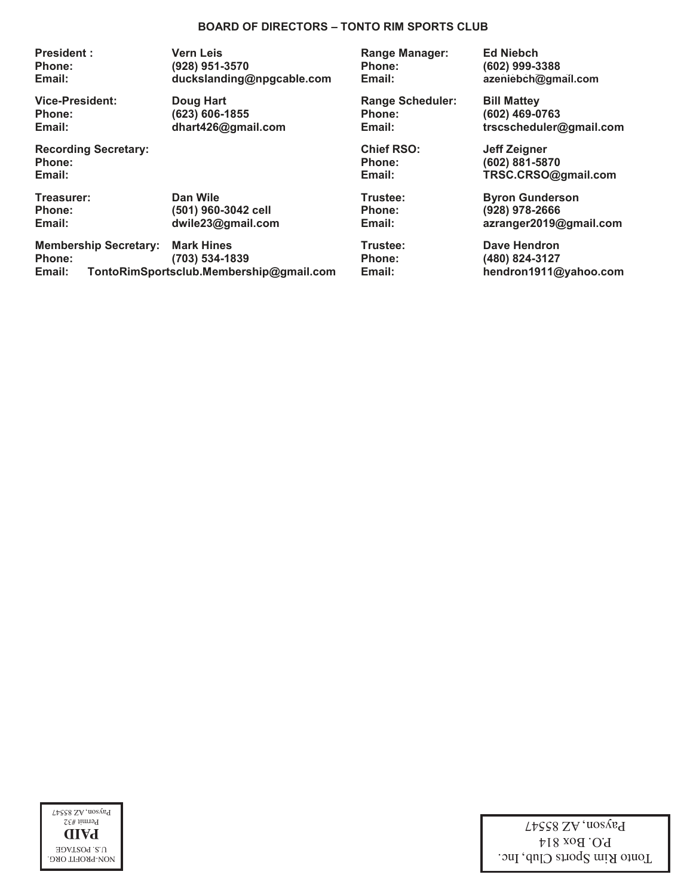## BOARD OF DIRECTORS – TONTO RIM SPORTS CLUB

**President :** Vern Leis
**Phone:** (928) 951-3570
**Email:** duckslanding@npgcable.com

**Vice-President:** Doug Hart
**Phone:** (623) 606-1855
**Email:** dhart426@gmail.com

**Recording Secretary:**
**Phone:**
**Email:**

**Treasurer:** Dan Wile
**Phone:** (501) 960-3042 cell
**Email:** dwile23@gmail.com

**Membership Secretary:** Mark Hines
**Phone:** (703) 534-1839
**Email:** TontoRimSportsclub.Membership@gmail.com

**Range Manager:** Ed Niebch
**Phone:** (602) 999-3388
**Email:** azeniebch@gmail.com

**Range Scheduler:** Bill Mattey
**Phone:** (602) 469-0763
**Email:** trscscheduler@gmail.com

**Chief RSO:** Jeff Zeigner
**Phone:** (602) 881-5870
**Email:** TRSC.CRSO@gmail.com

**Trustee:** Byron Gunderson
**Phone:** (928) 978-2666
**Email:** azranger2019@gmail.com

**Trustee:** Dave Hendron
**Phone:** (480) 824-3127
**Email:** hendron1911@yahoo.com

NON-PROFIT ORG.
U.S. POSTAGE
**PAID**
Permit #32
Payson, AZ 85547

Tonto Rim Sports Club, Inc.
P.O. Box 814
Payson, AZ 85547